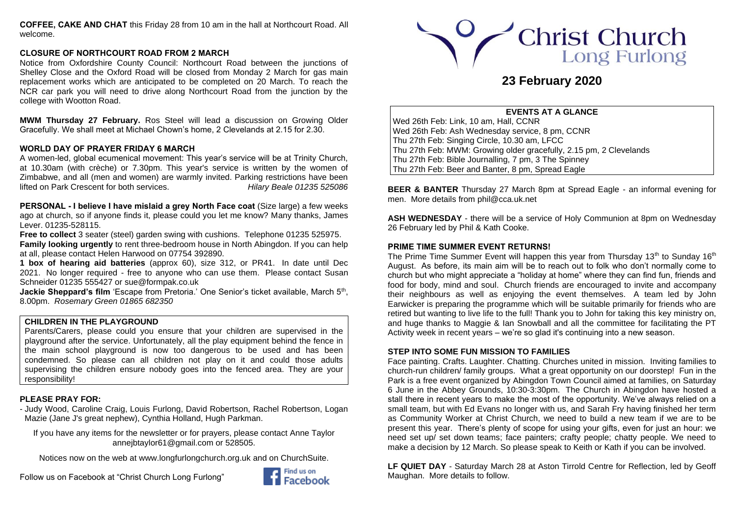**COFFEE, CAKE AND CHAT** this Friday 28 from 10 am in the hall at Northcourt Road. All welcome.

**CLOSURE OF NORTHCOURT ROAD FROM 2 MARCH**

Notice from Oxfordshire County Council: Northcourt Road between the junctions of Shelley Close and the Oxford Road will be closed from Monday 2 March for gas main replacement works which are anticipated to be completed on 20 March. To reach the NCR car park you will need to drive along Northcourt Road from the junction by the college with Wootton Road.

**MWM Thursday 27 February.** Ros Steel will lead a discussion on Growing Older Gracefully. We shall meet at Michael Chown's home, 2 Clevelands at 2.15 for 2.30.

**WORLD DAY OF PRAYER FRIDAY 6 MARCH**

A women-led, global ecumenical movement: This year's service will be at Trinity Church, at 10.30am (with crèche) or 7.30pm. This year's service is written by the women of Zimbabwe, and all (men and women) are warmly invited. Parking restrictions have been lifted on Park Crescent for both services. *Hilary Beale 01235 525086*

**PERSONAL - I believe I have mislaid a grey North Face coat** (Size large) a few weeks ago at church, so if anyone finds it, please could you let me know? Many thanks, James Lever. 01235-528115.

**Free to collect** 3 seater (steel) garden swing with cushions. Telephone 01235 525975.

**Family looking urgently** to rent three-bedroom house in North Abingdon. If you can help at all, please contact Helen Harwood on 07754 392890.

**1 box of hearing aid batteries** (approx 60), size 312, or PR41. In date until Dec 2021. No longer required - free to anyone who can use them. Please contact Susan Schneider 01235 555427 or sue@formpak.co.uk

**Jackie Sheppard's film** 'Escape from Pretoria.' One Senior's ticket available, March 5th, 8.00pm. *Rosemary Green 01865 682350*

**CHILDREN IN THE PLAYGROUND**

Parents/Carers, please could you ensure that your children are supervised in the playground after the service. Unfortunately, all the play equipment behind the fence in the main school playground is now too dangerous to be used and has been condemned. So please can all children not play on it and could those adults supervising the children ensure nobody goes into the fenced area. They are your responsibility!

**PLEASE PRAY FOR:**

- Judy Wood, Caroline Craig, Louis Furlong, David Robertson, Rachel Robertson, Logan Mazie (Jane J's great nephew), Cynthia Holland, Hugh Parkman.

If you have any items for the newsletter or for prayers, please contact Anne Taylor annejbtaylor61@gmail.com or 528505.

Notices now on the web at www.longfurlongchurch.org.uk and on ChurchSuite.

Follow us on Facebook at "Christ Church Long Furlong"

# Christ Church Long Furlong

## 23 February 2020

**EVENTS AT A GLANCE**

- Wed 26th Feb: Link, 10 am, Hall, CCNR
- Wed 26th Feb: Ash Wednesday service, 8 pm, CCNR
- Thu 27th Feb: Singing Circle, 10.30 am, LFCC
- Thu 27th Feb: MWM: Growing older gracefully, 2.15 pm, 2 Clevelands
- Thu 27th Feb: Bible Journalling, 7 pm, 3 The Spinney
- Thu 27th Feb: Beer and Banter, 8 pm, Spread Eagle

**BEER & BANTER** Thursday 27 March 8pm at Spread Eagle - an informal evening for men. More details from phil@cca.uk.net

**ASH WEDNESDAY** - there will be a service of Holy Communion at 8pm on Wednesday 26 February led by Phil & Kath Cooke.

**PRIME TIME SUMMER EVENT RETURNS!**

The Prime Time Summer Event will happen this year from Thursday 13th to Sunday 16th August. As before, its main aim will be to reach out to folk who don't normally come to church but who might appreciate a "holiday at home" where they can find fun, friends and food for body, mind and soul. Church friends are encouraged to invite and accompany their neighbours as well as enjoying the event themselves. A team led by John Earwicker is preparing the programme which will be suitable primarily for friends who are retired but wanting to live life to the full! Thank you to John for taking this key ministry on, and huge thanks to Maggie & Ian Snowball and all the committee for facilitating the PT Activity week in recent years – we're so glad it's continuing into a new season.

**STEP INTO SOME FUN MISSION TO FAMILIES**

Face painting. Crafts. Laughter. Chatting. Churches united in mission. Inviting families to church-run children/ family groups. What a great opportunity on our doorstep! Fun in the Park is a free event organized by Abingdon Town Council aimed at families, on Saturday 6 June in the Abbey Grounds, 10:30-3:30pm. The Church in Abingdon have hosted a stall there in recent years to make the most of the opportunity. We've always relied on a small team, but with Ed Evans no longer with us, and Sarah Fry having finished her term as Community Worker at Christ Church, we need to build a new team if we are to be present this year. There's plenty of scope for using your gifts, even for just an hour: we need set up/ set down teams; face painters; crafty people; chatty people. We need to make a decision by 12 March. So please speak to Keith or Kath if you can be involved.

**LF QUIET DAY** - Saturday March 28 at Aston Tirrold Centre for Reflection, led by Geoff Maughan. More details to follow.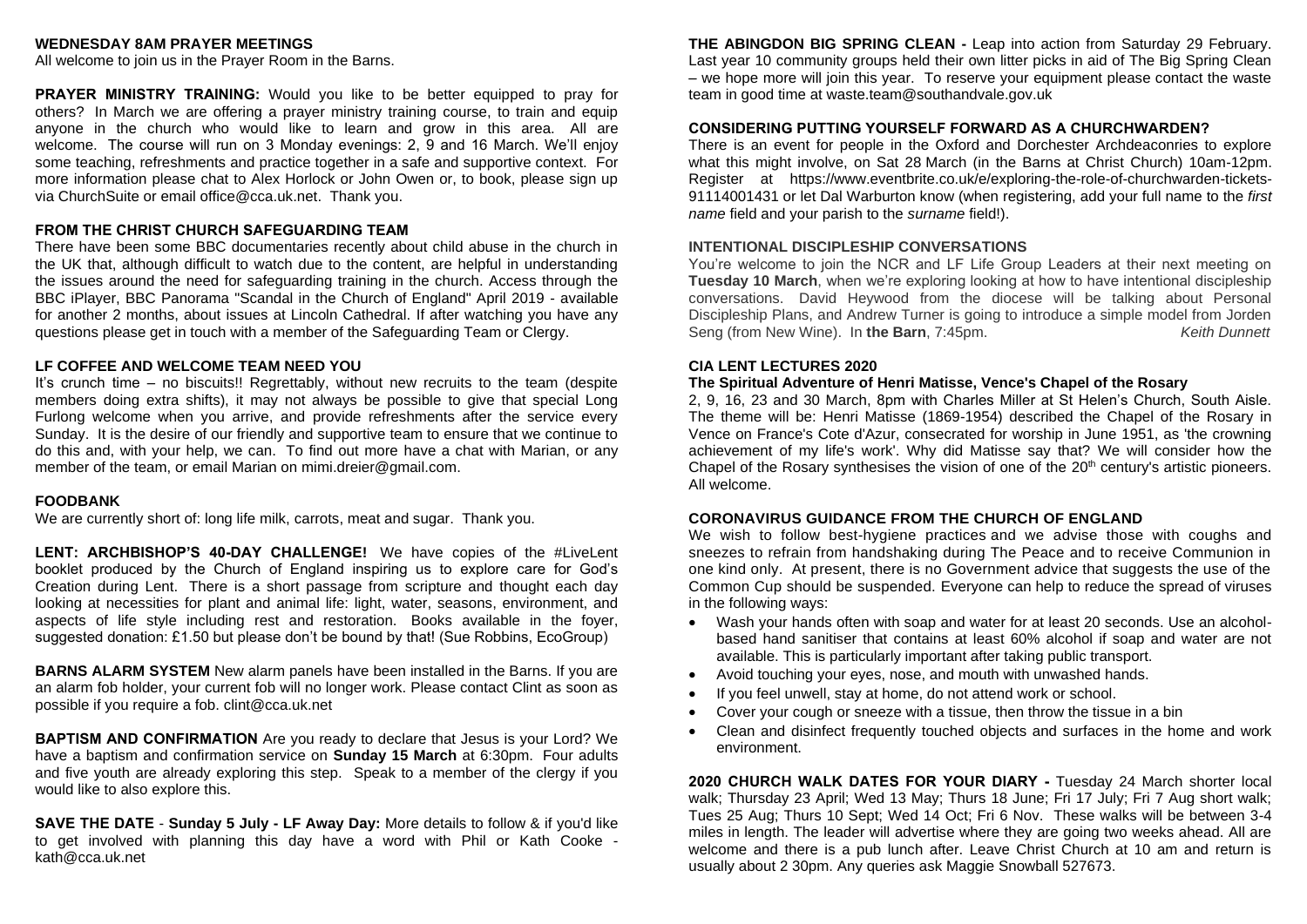**WEDNESDAY 8AM PRAYER MEETINGS**

All welcome to join us in the Prayer Room in the Barns.

**PRAYER MINISTRY TRAINING:** Would you like to be better equipped to pray for others? In March we are offering a prayer ministry training course, to train and equip anyone in the church who would like to learn and grow in this area. All are welcome. The course will run on 3 Monday evenings: 2, 9 and 16 March. We'll enjoy some teaching, refreshments and practice together in a safe and supportive context. For more information please chat to Alex Horlock or John Owen or, to book, please sign up via ChurchSuite or email office@cca.uk.net. Thank you.

**FROM THE CHRIST CHURCH SAFEGUARDING TEAM**

There have been some BBC documentaries recently about child abuse in the church in the UK that, although difficult to watch due to the content, are helpful in understanding the issues around the need for safeguarding training in the church. Access through the BBC iPlayer, BBC Panorama "Scandal in the Church of England" April 2019 - available for another 2 months, about issues at Lincoln Cathedral. If after watching you have any questions please get in touch with a member of the Safeguarding Team or Clergy.

**LF COFFEE AND WELCOME TEAM NEED YOU**

It's crunch time – no biscuits!! Regrettably, without new recruits to the team (despite members doing extra shifts), it may not always be possible to give that special Long Furlong welcome when you arrive, and provide refreshments after the service every Sunday. It is the desire of our friendly and supportive team to ensure that we continue to do this and, with your help, we can. To find out more have a chat with Marian, or any member of the team, or email Marian on mimi.dreier@gmail.com.

**FOODBANK**

We are currently short of: long life milk, carrots, meat and sugar. Thank you.

**LENT: ARCHBISHOP'S 40-DAY CHALLENGE!** We have copies of the #LiveLent booklet produced by the Church of England inspiring us to explore care for God's Creation during Lent. There is a short passage from scripture and thought each day looking at necessities for plant and animal life: light, water, seasons, environment, and aspects of life style including rest and restoration. Books available in the foyer, suggested donation: £1.50 but please don't be bound by that! (Sue Robbins, EcoGroup)

**BARNS ALARM SYSTEM** New alarm panels have been installed in the Barns. If you are an alarm fob holder, your current fob will no longer work. Please contact Clint as soon as possible if you require a fob. clint@cca.uk.net

**BAPTISM AND CONFIRMATION** Are you ready to declare that Jesus is your Lord? We have a baptism and confirmation service on **Sunday 15 March** at 6:30pm. Four adults and five youth are already exploring this step. Speak to a member of the clergy if you would like to also explore this.

**SAVE THE DATE** - **Sunday 5 July - LF Away Day:** More details to follow & if you'd like to get involved with planning this day have a word with Phil or Kath Cooke - kath@cca.uk.net

**THE ABINGDON BIG SPRING CLEAN -** Leap into action from Saturday 29 February. Last year 10 community groups held their own litter picks in aid of The Big Spring Clean – we hope more will join this year. To reserve your equipment please contact the waste team in good time at waste.team@southandvale.gov.uk

**CONSIDERING PUTTING YOURSELF FORWARD AS A CHURCHWARDEN?**

There is an event for people in the Oxford and Dorchester Archdeaconries to explore what this might involve, on Sat 28 March (in the Barns at Christ Church) 10am-12pm. Register at https://www.eventbrite.co.uk/e/exploring-the-role-of-churchwarden-tickets-91114001431 or let Dal Warburton know (when registering, add your full name to the *first name* field and your parish to the *surname* field!).

**INTENTIONAL DISCIPLESHIP CONVERSATIONS**

You're welcome to join the NCR and LF Life Group Leaders at their next meeting on **Tuesday 10 March**, when we're exploring looking at how to have intentional discipleship conversations. David Heywood from the diocese will be talking about Personal Discipleship Plans, and Andrew Turner is going to introduce a simple model from Jorden Seng (from New Wine). In **the Barn**, 7:45pm. *Keith Dunnett*

**CIA LENT LECTURES 2020**

**The Spiritual Adventure of Henri Matisse, Vence's Chapel of the Rosary**

2, 9, 16, 23 and 30 March, 8pm with Charles Miller at St Helen's Church, South Aisle. The theme will be: Henri Matisse (1869-1954) described the Chapel of the Rosary in Vence on France's Cote d'Azur, consecrated for worship in June 1951, as 'the crowning achievement of my life's work'. Why did Matisse say that? We will consider how the Chapel of the Rosary synthesises the vision of one of the 20th century's artistic pioneers. All welcome.

**CORONAVIRUS GUIDANCE FROM THE CHURCH OF ENGLAND**

We wish to follow best-hygiene practices and we advise those with coughs and sneezes to refrain from handshaking during The Peace and to receive Communion in one kind only. At present, there is no Government advice that suggests the use of the Common Cup should be suspended. Everyone can help to reduce the spread of viruses in the following ways:

- Wash your hands often with soap and water for at least 20 seconds. Use an alcohol-based hand sanitiser that contains at least 60% alcohol if soap and water are not available. This is particularly important after taking public transport.
- Avoid touching your eyes, nose, and mouth with unwashed hands.
- If you feel unwell, stay at home, do not attend work or school.
- Cover your cough or sneeze with a tissue, then throw the tissue in a bin
- Clean and disinfect frequently touched objects and surfaces in the home and work environment.

**2020 CHURCH WALK DATES FOR YOUR DIARY -** Tuesday 24 March shorter local walk; Thursday 23 April; Wed 13 May; Thurs 18 June; Fri 17 July; Fri 7 Aug short walk; Tues 25 Aug; Thurs 10 Sept; Wed 14 Oct; Fri 6 Nov. These walks will be between 3-4 miles in length. The leader will advertise where they are going two weeks ahead. All are welcome and there is a pub lunch after. Leave Christ Church at 10 am and return is usually about 2 30pm. Any queries ask Maggie Snowball 527673.